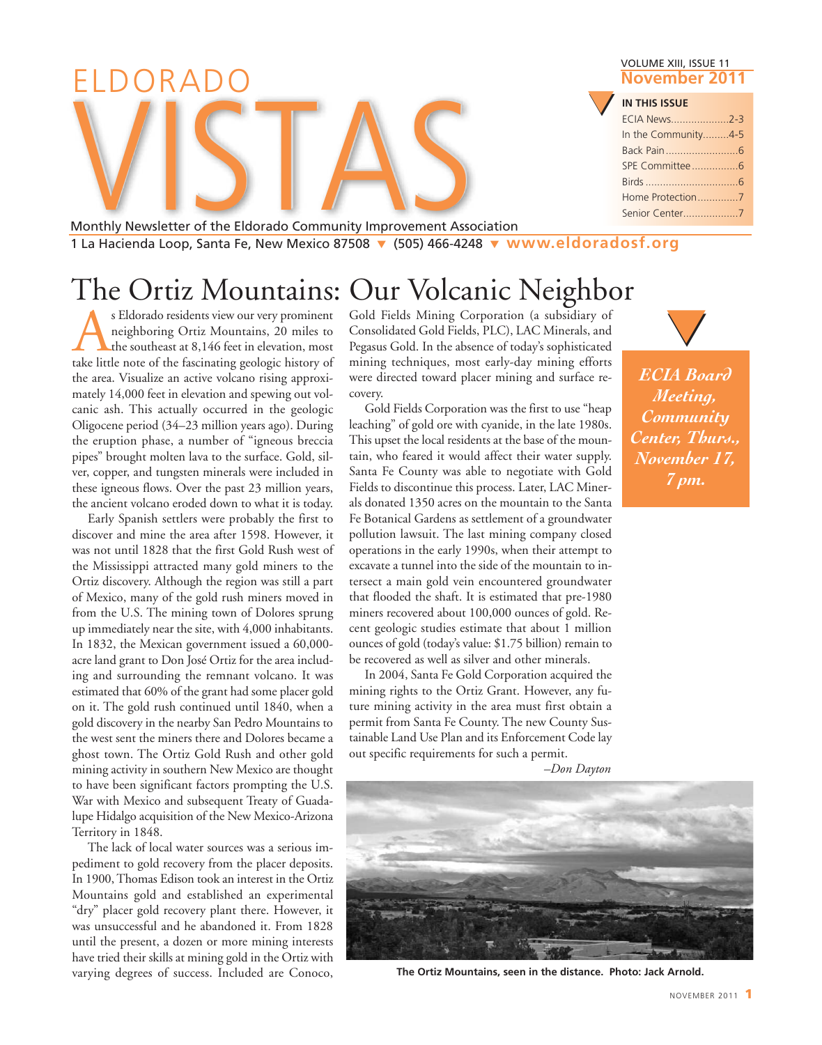# ELDORADO VISTAS

VOLUME XIII, ISSUE 11
**November 2011**

**IN THIS ISSUE**

- ECIA News....................2-3
- In the Community.........4-5
- Back Pain.........................6
- SPE Committee................6
- Birds................................6
- Home Protection.............7
- Senior Center..................7

Monthly Newsletter of the Eldorado Community Improvement Association

1 La Hacienda Loop, Santa Fe, New Mexico 87508 ▼ (505) 466-4248 ▼ **www.eldoradosf.org**

# The Ortiz Mountains: Our Volcanic Neighbor

As Eldorado residents view our very prominent neighboring Ortiz Mountains, 20 miles to the southeast at 8,146 feet in elevation, most take little note of the fascinating geologic history of the area. Visualize an active volcano rising approximately 14,000 feet in elevation and spewing out volcanic ash. This actually occurred in the geologic Oligocene period (34–23 million years ago). During the eruption phase, a number of "igneous breccia pipes" brought molten lava to the surface. Gold, silver, copper, and tungsten minerals were included in these igneous flows. Over the past 23 million years, the ancient volcano eroded down to what it is today.

Early Spanish settlers were probably the first to discover and mine the area after 1598. However, it was not until 1828 that the first Gold Rush west of the Mississippi attracted many gold miners to the Ortiz discovery. Although the region was still a part of Mexico, many of the gold rush miners moved in from the U.S. The mining town of Dolores sprung up immediately near the site, with 4,000 inhabitants. In 1832, the Mexican government issued a 60,000-acre land grant to Don José Ortiz for the area including and surrounding the remnant volcano. It was estimated that 60% of the grant had some placer gold on it. The gold rush continued until 1840, when a gold discovery in the nearby San Pedro Mountains to the west sent the miners there and Dolores became a ghost town. The Ortiz Gold Rush and other gold mining activity in southern New Mexico are thought to have been significant factors prompting the U.S. War with Mexico and subsequent Treaty of Guadalupe Hidalgo acquisition of the New Mexico-Arizona Territory in 1848.

The lack of local water sources was a serious impediment to gold recovery from the placer deposits. In 1900, Thomas Edison took an interest in the Ortiz Mountains gold and established an experimental "dry" placer gold recovery plant there. However, it was unsuccessful and he abandoned it. From 1828 until the present, a dozen or more mining interests have tried their skills at mining gold in the Ortiz with varying degrees of success. Included are Conoco, Gold Fields Mining Corporation (a subsidiary of Consolidated Gold Fields, PLC), LAC Minerals, and Pegasus Gold. In the absence of today's sophisticated mining techniques, most early-day mining efforts were directed toward placer mining and surface recovery.

Gold Fields Corporation was the first to use "heap leaching" of gold ore with cyanide, in the late 1980s. This upset the local residents at the base of the mountain, who feared it would affect their water supply. Santa Fe County was able to negotiate with Gold Fields to discontinue this process. Later, LAC Minerals donated 1350 acres on the mountain to the Santa Fe Botanical Gardens as settlement of a groundwater pollution lawsuit. The last mining company closed operations in the early 1990s, when their attempt to excavate a tunnel into the side of the mountain to intersect a main gold vein encountered groundwater that flooded the shaft. It is estimated that pre-1980 miners recovered about 100,000 ounces of gold. Recent geologic studies estimate that about 1 million ounces of gold (today's value: $1.75 billion) remain to be recovered as well as silver and other minerals.

In 2004, Santa Fe Gold Corporation acquired the mining rights to the Ortiz Grant. However, any future mining activity in the area must first obtain a permit from Santa Fe County. The new County Sustainable Land Use Plan and its Enforcement Code lay out specific requirements for such a permit.

*–Don Dayton*

***ECIA Board Meeting, Community Center, Thurs., November 17, 7 pm.***

**The Ortiz Mountains, seen in the distance. Photo: Jack Arnold.**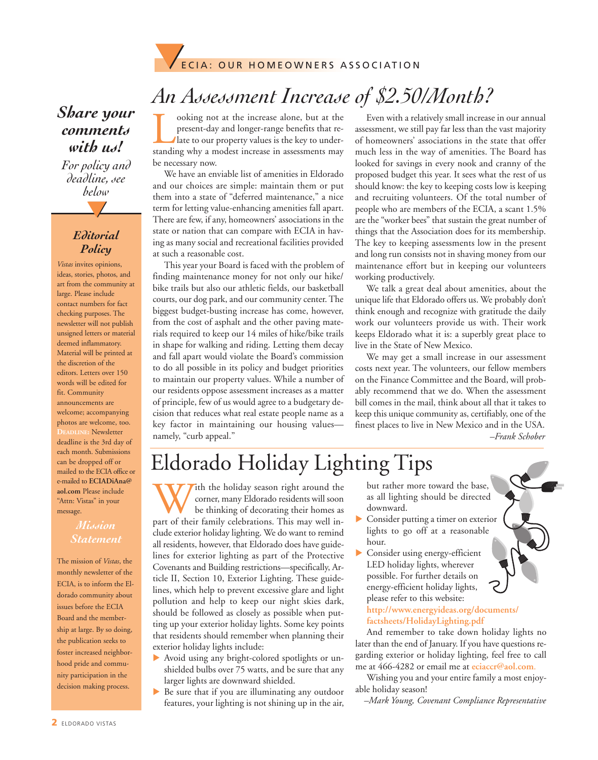ECIA: OUR HOMEOWNERS ASSOCIATION

# An Assessment Increase of $2.50/Month?

Looking not at the increase alone, but at the present-day and longer-range benefits that relate to our property values is the key to understanding why a modest increase in assessments may be necessary now.

We have an enviable list of amenities in Eldorado and our choices are simple: maintain them or put them into a state of "deferred maintenance," a nice term for letting value-enhancing amenities fall apart. There are few, if any, homeowners' associations in the state or nation that can compare with ECIA in having as many social and recreational facilities provided at such a reasonable cost.

This year your Board is faced with the problem of finding maintenance money for not only our hike/bike trails but also our athletic fields, our basketball courts, our dog park, and our community center. The biggest budget-busting increase has come, however, from the cost of asphalt and the other paving materials required to keep our 14 miles of hike/bike trails in shape for walking and riding. Letting them decay and fall apart would violate the Board's commission to do all possible in its policy and budget priorities to maintain our property values. While a number of our residents oppose assessment increases as a matter of principle, few of us would agree to a budgetary decision that reduces what real estate people name as a key factor in maintaining our housing values—namely, "curb appeal."

Even with a relatively small increase in our annual assessment, we still pay far less than the vast majority of homeowners' associations in the state that offer much less in the way of amenities. The Board has looked for savings in every nook and cranny of the proposed budget this year. It sees what the rest of us should know: the key to keeping costs low is keeping and recruiting volunteers. Of the total number of people who are members of the ECIA, a scant 1.5% are the "worker bees" that sustain the great number of things that the Association does for its membership. The key to keeping assessments low in the present and long run consists not in shaving money from our maintenance effort but in keeping our volunteers working productively.

We talk a great deal about amenities, about the unique life that Eldorado offers us. We probably don't think enough and recognize with gratitude the daily work our volunteers provide us with. Their work keeps Eldorado what it is: a superbly great place to live in the State of New Mexico.

We may get a small increase in our assessment costs next year. The volunteers, our fellow members on the Finance Committee and the Board, will probably recommend that we do. When the assessment bill comes in the mail, think about all that it takes to keep this unique community as, certifiably, one of the finest places to live in New Mexico and in the USA.

*–Frank Schober*

# Eldorado Holiday Lighting Tips

With the holiday season right around the corner, many Eldorado residents will soon be thinking of decorating their homes as part of their family celebrations. This may well include exterior holiday lighting. We do want to remind all residents, however, that Eldorado does have guidelines for exterior lighting as part of the Protective Covenants and Building restrictions—specifically, Article II, Section 10, Exterior Lighting. These guidelines, which help to prevent excessive glare and light pollution and help to keep our night skies dark, should be followed as closely as possible when putting up your exterior holiday lights. Some key points that residents should remember when planning their exterior holiday lights include:

- Avoid using any bright-colored spotlights or unshielded bulbs over 75 watts, and be sure that any larger lights are downward shielded.
- Be sure that if you are illuminating any outdoor features, your lighting is not shining up in the air, but rather more toward the base, as all lighting should be directed downward.
- Consider putting a timer on exterior lights to go off at a reasonable hour.
- Consider using energy-efficient LED holiday lights, wherever possible. For further details on energy-efficient holiday lights, please refer to this website: **http://www.energyideas.org/documents/factsheets/HolidayLighting.pdf**

And remember to take down holiday lights no later than the end of January. If you have questions regarding exterior or holiday lighting, feel free to call me at 466-4282 or email me at eciaccr@aol.com.

Wishing you and your entire family a most enjoyable holiday season!

*–Mark Young, Covenant Compliance Representative*

---

## *Share your comments with us!*

*For policy and deadline, see below*

### *Editorial Policy*

*Vistas* invites opinions, ideas, stories, photos, and art from the community at large. Please include contact numbers for fact checking purposes. The newsletter will not publish unsigned letters or material deemed inflammatory. Material will be printed at the discretion of the editors. Letters over 150 words will be edited for fit. Community announcements are welcome; accompanying photos are welcome, too. **Deadline:** Newsletter deadline is the 3rd day of each month. Submissions can be dropped off or mailed to the ECIA office or e-mailed to **ECIADiAna@aol.com** Please include "Attn: Vistas" in your message.

### *Mission Statement*

The mission of *Vistas*, the monthly newsletter of the ECIA, is to inform the Eldorado community about issues before the ECIA Board and the membership at large. By so doing, the publication seeks to foster increased neighborhood pride and community participation in the decision making process.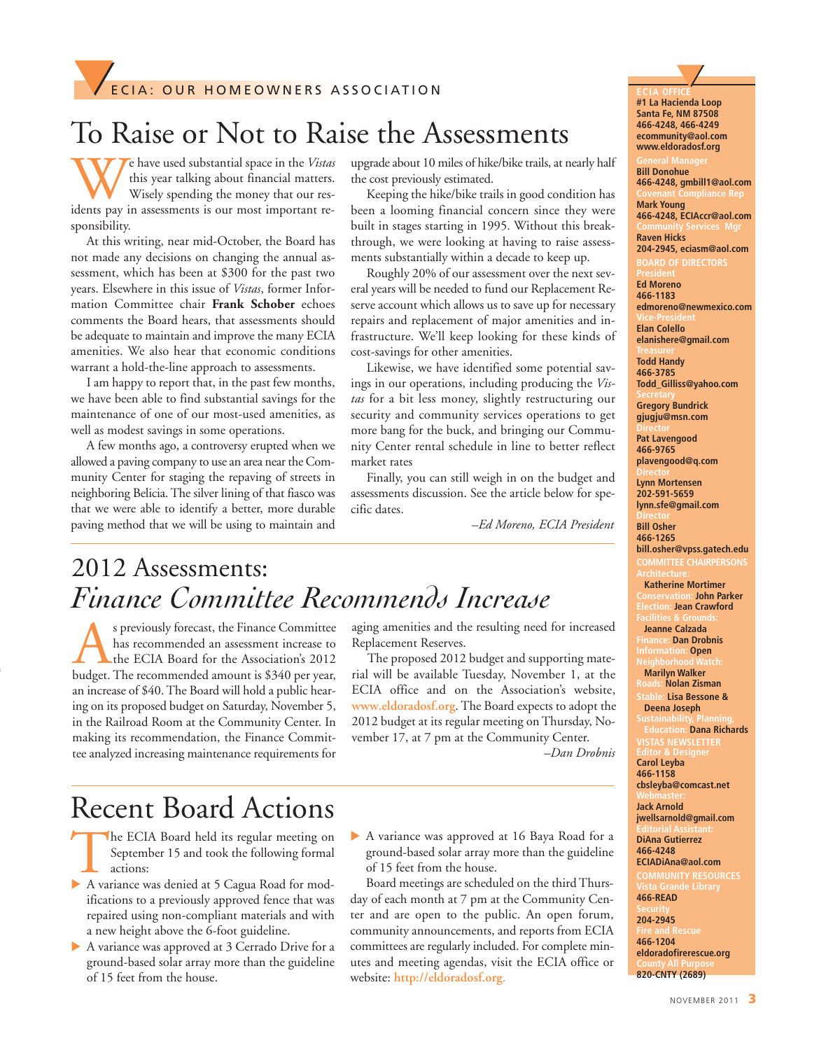ECIA: OUR HOMEOWNERS ASSOCIATION

# To Raise or Not to Raise the Assessments

We have used substantial space in the *Vistas* this year talking about financial matters. Wisely spending the money that our residents pay in assessments is our most important responsibility.

At this writing, near mid-October, the Board has not made any decisions on changing the annual assessment, which has been at $300 for the past two years. Elsewhere in this issue of *Vistas*, former Information Committee chair **Frank Schober** echoes comments the Board hears, that assessments should be adequate to maintain and improve the many ECIA amenities. We also hear that economic conditions warrant a hold-the-line approach to assessments.

I am happy to report that, in the past few months, we have been able to find substantial savings for the maintenance of one of our most-used amenities, as well as modest savings in some operations.

A few months ago, a controversy erupted when we allowed a paving company to use an area near the Community Center for staging the repaving of streets in neighboring Belicia. The silver lining of that fiasco was that we were able to identify a better, more durable paving method that we will be using to maintain and upgrade about 10 miles of hike/bike trails, at nearly half the cost previously estimated.

Keeping the hike/bike trails in good condition has been a looming financial concern since they were built in stages starting in 1995. Without this breakthrough, we were looking at having to raise assessments substantially within a decade to keep up.

Roughly 20% of our assessment over the next several years will be needed to fund our Replacement Reserve account which allows us to save up for necessary repairs and replacement of major amenities and infrastructure. We'll keep looking for these kinds of cost-savings for other amenities.

Likewise, we have identified some potential savings in our operations, including producing the *Vistas* for a bit less money, slightly restructuring our security and community services operations to get more bang for the buck, and bringing our Community Center rental schedule in line to better reflect market rates

Finally, you can still weigh in on the budget and assessments discussion. See the article below for specific dates.

*–Ed Moreno, ECIA President*

# 2012 Assessments: *Finance Committee Recommends Increase*

As previously forecast, the Finance Committee has recommended an assessment increase to the ECIA Board for the Association's 2012 budget. The recommended amount is $340 per year, an increase of $40. The Board will hold a public hearing on its proposed budget on Saturday, November 5, in the Railroad Room at the Community Center. In making its recommendation, the Finance Committee analyzed increasing maintenance requirements for aging amenities and the resulting need for increased Replacement Reserves.

The proposed 2012 budget and supporting material will be available Tuesday, November 1, at the ECIA office and on the Association's website, www.eldoradosf.org. The Board expects to adopt the 2012 budget at its regular meeting on Thursday, November 17, at 7 pm at the Community Center.

*–Dan Drobnis*

# Recent Board Actions

The ECIA Board held its regular meeting on September 15 and took the following formal actions:

- A variance was denied at 5 Cagua Road for modifications to a previously approved fence that was repaired using non-compliant materials and with a new height above the 6-foot guideline.
- A variance was approved at 3 Cerrado Drive for a ground-based solar array more than the guideline of 15 feet from the house.
- A variance was approved at 16 Baya Road for a ground-based solar array more than the guideline of 15 feet from the house.

Board meetings are scheduled on the third Thursday of each month at 7 pm at the Community Center and are open to the public. An open forum, community announcements, and reports from ECIA committees are regularly included. For complete minutes and meeting agendas, visit the ECIA office or website: http://eldoradosf.org.

---

**ECIA OFFICE**
#1 La Hacienda Loop
Santa Fe, NM 87508
466-4248, 466-4249
ecommunity@aol.com
www.eldoradosf.org

**General Manager**
Bill Donohue
466-4248, gmbill1@aol.com

**Covenant Compliance Rep**
Mark Young
466-4248, ECIAccr@aol.com

**Community Services Mgr**
Raven Hicks
204-2945, eciasm@aol.com

**BOARD OF DIRECTORS**

**President**
Ed Moreno
466-1183
edmoreno@newmexico.com

**Vice-President**
Elan Colello
elanishere@gmail.com

**Treasurer**
Todd Handy
466-3785
Todd_Gilliss@yahoo.com

**Secretary**
Gregory Bundrick
gjugju@msn.com

**Director**
Pat Lavengood
466-9765
plavengood@q.com

**Director**
Lynn Mortensen
202-591-5659
lynn.sfe@gmail.com

**Director**
Bill Osher
466-1265
bill.osher@vpss.gatech.edu

**COMMITTEE CHAIRPERSONS**

**Architecture:** Katherine Mortimer
**Conservation:** John Parker
**Election:** Jean Crawford
**Facilities & Grounds:** Jeanne Calzada
**Finance:** Dan Drobnis
**Information:** Open
**Neighborhood Watch:** Marilyn Walker
**Roads:** Nolan Zisman
**Stable:** Lisa Bessone & Deena Joseph
**Sustainability, Planning, Education:** Dana Richards

**VISTAS NEWSLETTER**

**Editor & Designer**
Carol Leyba
466-1158
cbsleyba@comcast.net

**Webmaster:**
Jack Arnold
jwellsarnold@gmail.com

**Editorial Assistant:**
DiAna Gutierrez
466-4248
ECIADiAna@aol.com

**COMMUNITY RESOURCES**

**Vista Grande Library**
466-READ

**Security**
204-2945

**Fire and Rescue**
466-1204
eldoradofirerescue.org

**County All Purpose**
820-CNTY (2689)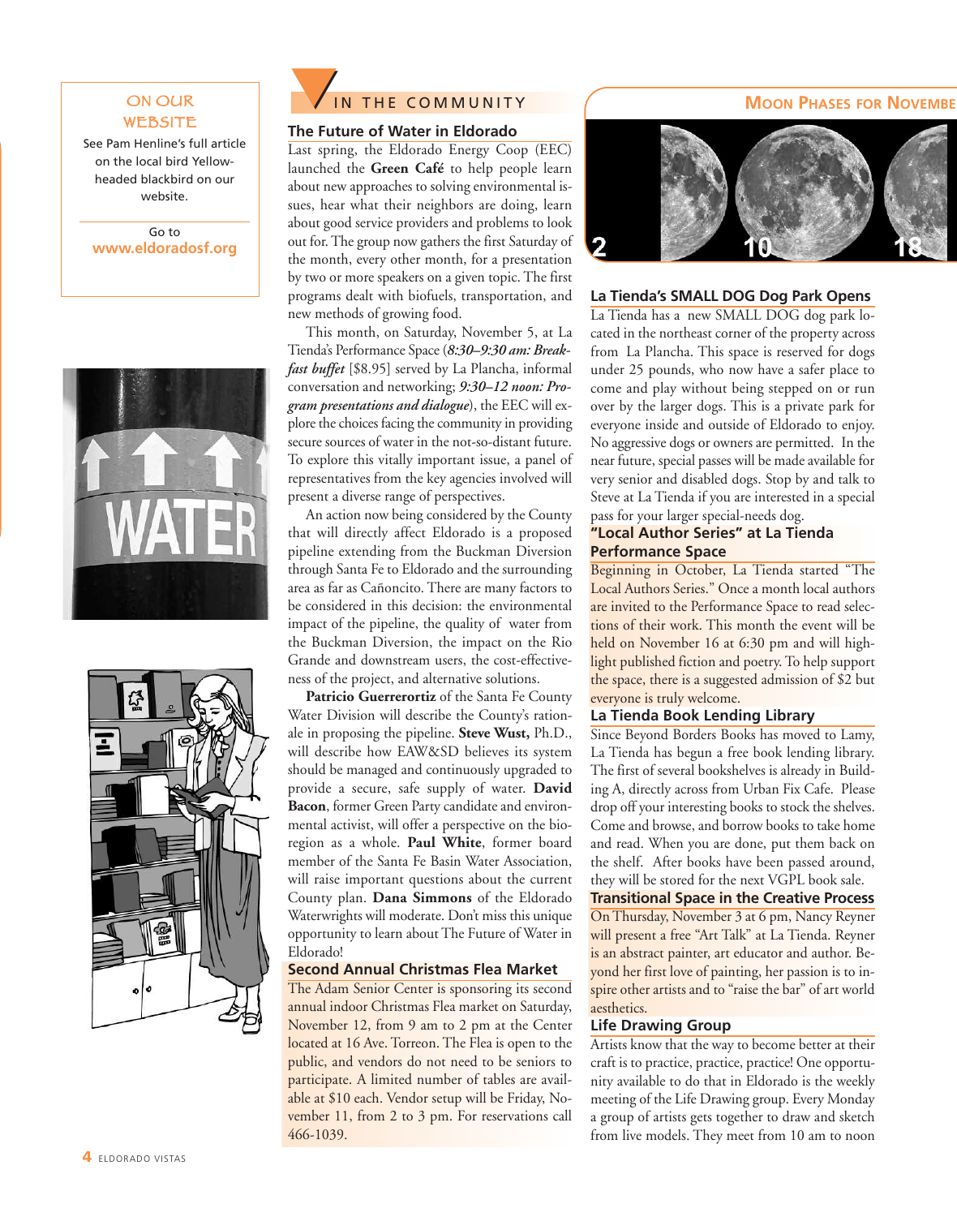## ON OUR WEBSITE

See Pam Henline's full article on the local bird Yellow-headed blackbird on our website.

Go to **www.eldoradosf.org**

# IN THE COMMUNITY

## The Future of Water in Eldorado

Last spring, the Eldorado Energy Coop (EEC) launched the **Green Café** to help people learn about new approaches to solving environmental issues, hear what their neighbors are doing, learn about good service providers and problems to look out for. The group now gathers the first Saturday of the month, every other month, for a presentation by two or more speakers on a given topic. The first programs dealt with biofuels, transportation, and new methods of growing food.

This month, on Saturday, November 5, at La Tienda's Performance Space (***8:30–9:30 am: Breakfast buffet*** [$8.95] served by La Plancha, informal conversation and networking; ***9:30–12 noon: Program presentations and dialogue***), the EEC will explore the choices facing the community in providing secure sources of water in the not-so-distant future. To explore this vitally important issue, a panel of representatives from the key agencies involved will present a diverse range of perspectives.

An action now being considered by the County that will directly affect Eldorado is a proposed pipeline extending from the Buckman Diversion through Santa Fe to Eldorado and the surrounding area as far as Cañoncito. There are many factors to be considered in this decision: the environmental impact of the pipeline, the quality of water from the Buckman Diversion, the impact on the Rio Grande and downstream users, the cost-effectiveness of the project, and alternative solutions.

**Patricio Guerrerortiz** of the Santa Fe County Water Division will describe the County's rationale in proposing the pipeline. **Steve Wust,** Ph.D., will describe how EAW&SD believes its system should be managed and continuously upgraded to provide a secure, safe supply of water. **David Bacon**, former Green Party candidate and environmental activist, will offer a perspective on the bioregion as a whole. **Paul White**, former board member of the Santa Fe Basin Water Association, will raise important questions about the current County plan. **Dana Simmons** of the Eldorado Waterwrights will moderate. Don't miss this unique opportunity to learn about The Future of Water in Eldorado!

## Second Annual Christmas Flea Market

The Adam Senior Center is sponsoring its second annual indoor Christmas Flea market on Saturday, November 12, from 9 am to 2 pm at the Center located at 16 Ave. Torreon. The Flea is open to the public, and vendors do not need to be seniors to participate. A limited number of tables are available at $10 each. Vendor setup will be Friday, November 11, from 2 to 3 pm. For reservations call 466-1039.

## Moon Phases for November

2 | 10 | 18

## La Tienda's SMALL DOG Dog Park Opens

La Tienda has a new SMALL DOG dog park located in the northeast corner of the property across from La Plancha. This space is reserved for dogs under 25 pounds, who now have a safer place to come and play without being stepped on or run over by the larger dogs. This is a private park for everyone inside and outside of Eldorado to enjoy. No aggressive dogs or owners are permitted. In the near future, special passes will be made available for very senior and disabled dogs. Stop by and talk to Steve at La Tienda if you are interested in a special pass for your larger special-needs dog.

## "Local Author Series" at La Tienda Performance Space

Beginning in October, La Tienda started "The Local Authors Series." Once a month local authors are invited to the Performance Space to read selections of their work. This month the event will be held on November 16 at 6:30 pm and will highlight published fiction and poetry. To help support the space, there is a suggested admission of $2 but everyone is truly welcome.

## La Tienda Book Lending Library

Since Beyond Borders Books has moved to Lamy, La Tienda has begun a free book lending library. The first of several bookshelves is already in Building A, directly across from Urban Fix Cafe. Please drop off your interesting books to stock the shelves. Come and browse, and borrow books to take home and read. When you are done, put them back on the shelf. After books have been passed around, they will be stored for the next VGPL book sale.

## Transitional Space in the Creative Process

On Thursday, November 3 at 6 pm, Nancy Reyner will present a free "Art Talk" at La Tienda. Reyner is an abstract painter, art educator and author. Beyond her first love of painting, her passion is to inspire other artists and to "raise the bar" of art world aesthetics.

## Life Drawing Group

Artists know that the way to become better at their craft is to practice, practice, practice! One opportunity available to do that in Eldorado is the weekly meeting of the Life Drawing group. Every Monday a group of artists gets together to draw and sketch from live models. They meet from 10 am to noon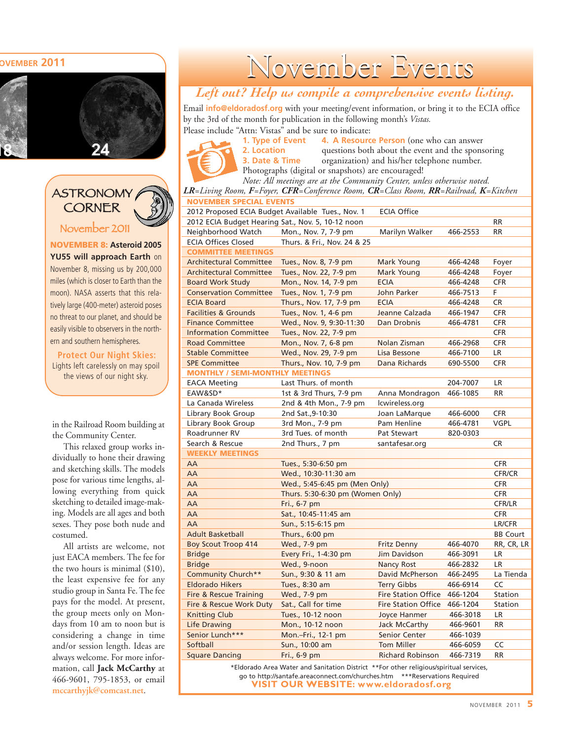NOVEMBER 2011

18 24

## ASTRONOMY CORNER

November 2011

**NOVEMBER 8: Asteroid 2005 YU55 will approach Earth** on November 8, missing us by 200,000 miles (which is closer to Earth than the moon). NASA asserts that this relatively large (400-meter) asteroid poses no threat to our planet, and should be easily visible to observers in the northern and southern hemispheres.

**Protect Our Night Skies:** Lights left carelessly on may spoil the views of our night sky.

in the Railroad Room building at the Community Center.

This relaxed group works individually to hone their drawing and sketching skills. The models pose for various time lengths, allowing everything from quick sketching to detailed image-making. Models are all ages and both sexes. They pose both nude and costumed.

All artists are welcome, not just EACA members. The fee for the two hours is minimal ($10), the least expensive fee for any studio group in Santa Fe. The fee pays for the model. At present, the group meets only on Mondays from 10 am to noon but is considering a change in time and/or session length. Ideas are always welcome. For more information, call **Jack McCarthy** at 466-9601, 795-1853, or email mccarthyjk@comcast.net.

# November Events

*Left out? Help us compile a comprehensive events listing.*

Email info@eldoradosf.org with your meeting/event information, or bring it to the ECIA office by the 3rd of the month for publication in the following month's *Vistas.*

Please include "Attn: Vistas" and be sure to indicate:

1. Type of Event
2. Location
3. Date & Time
4. A Resource Person (one who can answer questions both about the event and the sponsoring organization) and his/her telephone number.

Photographs (digital or snapshots) are encouraged!

*Note: All meetings are at the Community Center, unless otherwise noted.*

***LR****=Living Room,* ***F****=Foyer,* ***CFR****=Conference Room,* ***CR****=Class Room,* ***RR****=Railroad,* ***K****=Kitchen*

| Event | Date & Time | Contact | Phone | Location |
|---|---|---|---|---|
| **NOVEMBER SPECIAL EVENTS** | | | | |
| 2012 Proposed ECIA Budget Available | Tues., Nov. 1 | ECIA Office | | |
| 2012 ECIA Budget Hearing | Sat., Nov. 5, 10-12 noon | | | RR |
| Neighborhood Watch | Mon., Nov. 7, 7-9 pm | Marilyn Walker | 466-2553 | RR |
| ECIA Offices Closed | Thurs. & Fri., Nov. 24 & 25 | | | |
| **COMMITTEE MEETINGS** | | | | |
| Architectural Committee | Tues., Nov. 8, 7-9 pm | Mark Young | 466-4248 | Foyer |
| Architectural Committee | Tues., Nov. 22, 7-9 pm | Mark Young | 466-4248 | Foyer |
| Board Work Study | Mon., Nov. 14, 7-9 pm | ECIA | 466-4248 | CFR |
| Conservation Committee | Tues., Nov. 1, 7-9 pm | John Parker | 466-7513 | F |
| ECIA Board | Thurs., Nov. 17, 7-9 pm | ECIA | 466-4248 | CR |
| Facilities & Grounds | Tues., Nov. 1, 4-6 pm | Jeanne Calzada | 466-1947 | CFR |
| Finance Committee | Wed., Nov. 9, 9:30-11:30 | Dan Drobnis | 466-4781 | CFR |
| Information Committee | Tues., Nov. 22, 7-9 pm | | | CFR |
| Road Committee | Mon., Nov. 7, 6-8 pm | Nolan Zisman | 466-2968 | CFR |
| Stable Committee | Wed., Nov. 29, 7-9 pm | Lisa Bessone | 466-7100 | LR |
| SPE Committee | Thurs., Nov. 10, 7-9 pm | Dana Richards | 690-5500 | CFR |
| **MONTHLY / SEMI-MONTHLY MEETINGS** | | | | |
| EACA Meeting | Last Thurs. of month | | 204-7007 | LR |
| EAW&SD* | 1st & 3rd Thurs, 7-9 pm | Anna Mondragon | 466-1085 | RR |
| La Canada Wireless | 2nd & 4th Mon., 7-9 pm | lcwireless.org | | |
| Library Book Group | 2nd Sat.,9-10:30 | Joan LaMarque | 466-6000 | CFR |
| Library Book Group | 3rd Mon., 7-9 pm | Pam Henline | 466-4781 | VGPL |
| Roadrunner RV | 3rd Tues. of month | Pat Stewart | 820-0303 | |
| Search & Rescue | 2nd Thurs., 7 pm | santafesar.org | | CR |
| **WEEKLY MEETINGS** | | | | |
| AA | Tues., 5:30-6:50 pm | | | CFR |
| AA | Wed., 10:30-11:30 am | | | CFR/CR |
| AA | Wed., 5:45-6:45 pm (Men Only) | | | CFR |
| AA | Thurs. 5:30-6:30 pm (Women Only) | | | CFR |
| AA | Fri., 6-7 pm | | | CFR/LR |
| AA | Sat., 10:45-11:45 am | | | CFR |
| AA | Sun., 5:15-6:15 pm | | | LR/CFR |
| Adult Basketball | Thurs., 6:00 pm | | | BB Court |
| Boy Scout Troop 414 | Wed., 7-9 pm | Fritz Denny | 466-4070 | RR, CR, LR |
| Bridge | Every Fri., 1-4:30 pm | Jim Davidson | 466-3091 | LR |
| Bridge | Wed., 9-noon | Nancy Rost | 466-2832 | LR |
| Community Church** | Sun., 9:30 & 11 am | David McPherson | 466-2495 | La Tienda |
| Eldorado Hikers | Tues., 8:30 am | Terry Gibbs | 466-6914 | CC |
| Fire & Rescue Training | Wed., 7-9 pm | Fire Station Office | 466-1204 | Station |
| Fire & Rescue Work Duty | Sat., Call for time | Fire Station Office | 466-1204 | Station |
| Knitting Club | Tues., 10-12 noon | Joyce Hanmer | 466-3018 | LR |
| Life Drawing | Mon., 10-12 noon | Jack McCarthy | 466-9601 | RR |
| Senior Lunch*** | Mon.–Fri., 12-1 pm | Senior Center | 466-1039 | |
| Softball | Sun., 10:00 am | Tom Miller | 466-6059 | CC |
| Square Dancing | Fri., 6-9 pm | Richard Robinson | 466-7319 | RR |

*Eldorado Area Water and Sanitation District **For other religious/spiritual services, go to http://santafe.areaconnect.com/churches.htm ***Reservations Required

**VISIT OUR WEBSITE: www.eldoradosf.org**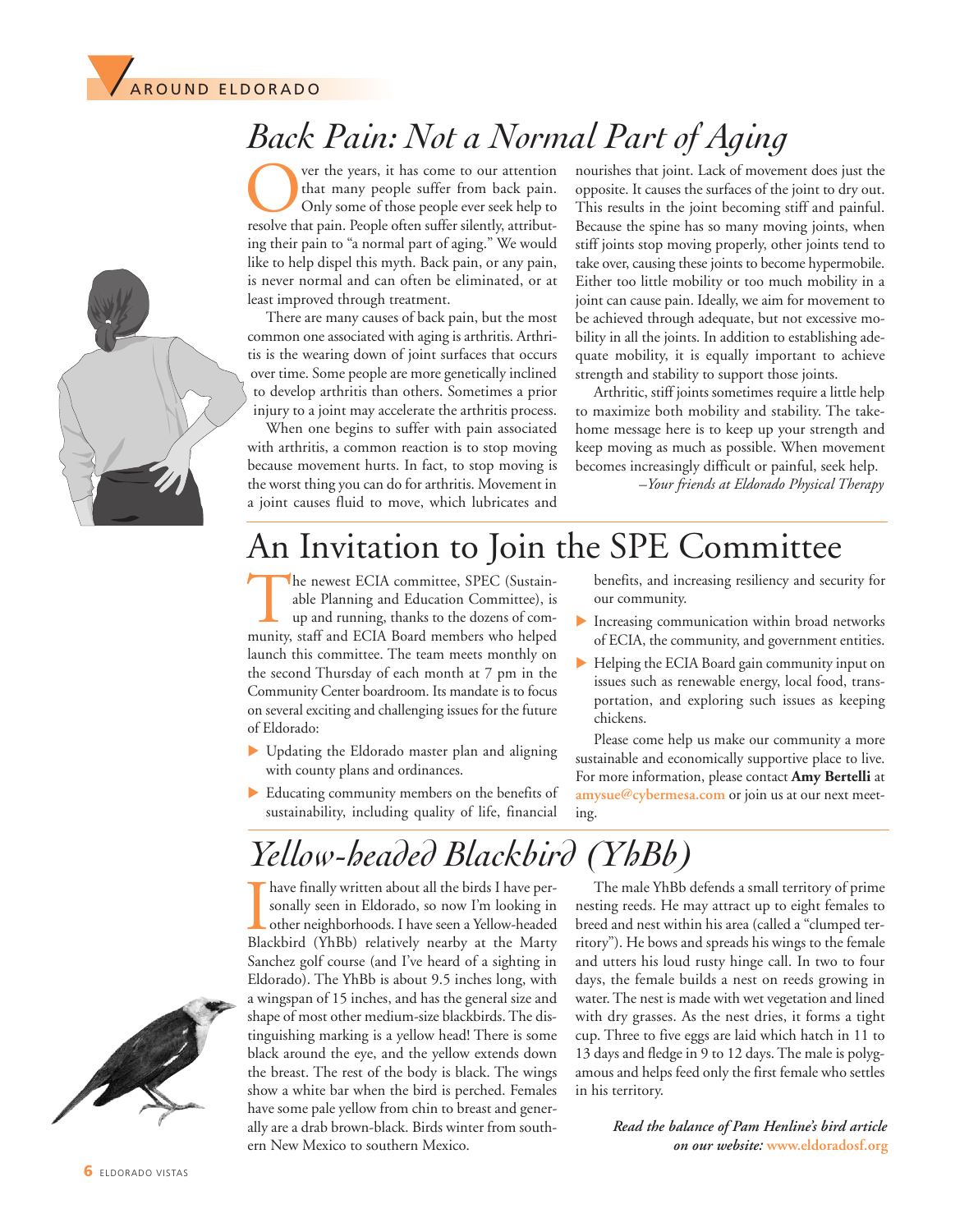# Back Pain: Not a Normal Part of Aging

Over the years, it has come to our attention that many people suffer from back pain. Only some of those people ever seek help to resolve that pain. People often suffer silently, attributing their pain to "a normal part of aging." We would like to help dispel this myth. Back pain, or any pain, is never normal and can often be eliminated, or at least improved through treatment.

There are many causes of back pain, but the most common one associated with aging is arthritis. Arthritis is the wearing down of joint surfaces that occurs over time. Some people are more genetically inclined to develop arthritis than others. Sometimes a prior injury to a joint may accelerate the arthritis process.

When one begins to suffer with pain associated with arthritis, a common reaction is to stop moving because movement hurts. In fact, to stop moving is the worst thing you can do for arthritis. Movement in a joint causes fluid to move, which lubricates and nourishes that joint. Lack of movement does just the opposite. It causes the surfaces of the joint to dry out. This results in the joint becoming stiff and painful. Because the spine has so many moving joints, when stiff joints stop moving properly, other joints tend to take over, causing these joints to become hypermobile. Either too little mobility or too much mobility in a joint can cause pain. Ideally, we aim for movement to be achieved through adequate, but not excessive mobility in all the joints. In addition to establishing adequate mobility, it is equally important to achieve strength and stability to support those joints.

Arthritic, stiff joints sometimes require a little help to maximize both mobility and stability. The take-home message here is to keep up your strength and keep moving as much as possible. When movement becomes increasingly difficult or painful, seek help.

*–Your friends at Eldorado Physical Therapy*

# An Invitation to Join the SPE Committee

The newest ECIA committee, SPEC (Sustainable Planning and Education Committee), is up and running, thanks to the dozens of community, staff and ECIA Board members who helped launch this committee. The team meets monthly on the second Thursday of each month at 7 pm in the Community Center boardroom. Its mandate is to focus on several exciting and challenging issues for the future of Eldorado:

- Updating the Eldorado master plan and aligning with county plans and ordinances.
- Educating community members on the benefits of sustainability, including quality of life, financial benefits, and increasing resiliency and security for our community.
- Increasing communication within broad networks of ECIA, the community, and government entities.
- Helping the ECIA Board gain community input on issues such as renewable energy, local food, transportation, and exploring such issues as keeping chickens.

Please come help us make our community a more sustainable and economically supportive place to live. For more information, please contact **Amy Bertelli** at amysue@cybermesa.com or join us at our next meeting.

# Yellow-headed Blackbird (YhBb)

I have finally written about all the birds I have personally seen in Eldorado, so now I'm looking in other neighborhoods. I have seen a Yellow-headed Blackbird (YhBb) relatively nearby at the Marty Sanchez golf course (and I've heard of a sighting in Eldorado). The YhBb is about 9.5 inches long, with a wingspan of 15 inches, and has the general size and shape of most other medium-size blackbirds. The distinguishing marking is a yellow head! There is some black around the eye, and the yellow extends down the breast. The rest of the body is black. The wings show a white bar when the bird is perched. Females have some pale yellow from chin to breast and generally are a drab brown-black. Birds winter from southern New Mexico to southern Mexico.

The male YhBb defends a small territory of prime nesting reeds. He may attract up to eight females to breed and nest within his area (called a "clumped territory"). He bows and spreads his wings to the female and utters his loud rusty hinge call. In two to four days, the female builds a nest on reeds growing in water. The nest is made with wet vegetation and lined with dry grasses. As the nest dries, it forms a tight cup. Three to five eggs are laid which hatch in 11 to 13 days and fledge in 9 to 12 days. The male is polygamous and helps feed only the first female who settles in his territory.

***Read the balance of Pam Henline's bird article on our website:*** **www.eldoradosf.org**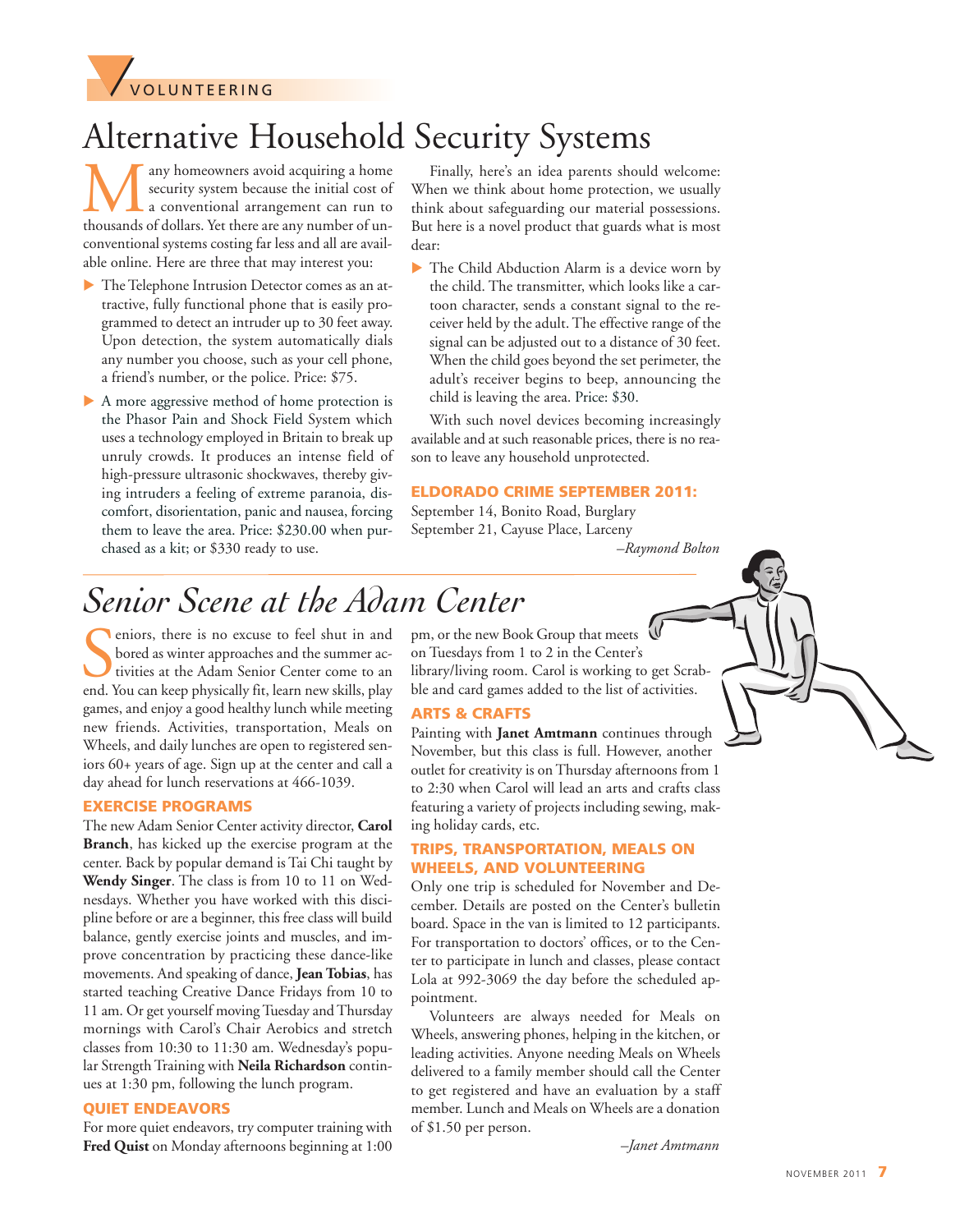VOLUNTEERING

# Alternative Household Security Systems

Many homeowners avoid acquiring a home security system because the initial cost of a conventional arrangement can run to thousands of dollars. Yet there are any number of unconventional systems costing far less and all are available online. Here are three that may interest you:

- The Telephone Intrusion Detector comes as an attractive, fully functional phone that is easily programmed to detect an intruder up to 30 feet away. Upon detection, the system automatically dials any number you choose, such as your cell phone, a friend's number, or the police. Price: $75.
- A more aggressive method of home protection is the Phasor Pain and Shock Field System which uses a technology employed in Britain to break up unruly crowds. It produces an intense field of high-pressure ultrasonic shockwaves, thereby giving intruders a feeling of extreme paranoia, discomfort, disorientation, panic and nausea, forcing them to leave the area. Price: $230.00 when purchased as a kit; or $330 ready to use.

Finally, here's an idea parents should welcome: When we think about home protection, we usually think about safeguarding our material possessions. But here is a novel product that guards what is most dear:

- The Child Abduction Alarm is a device worn by the child. The transmitter, which looks like a cartoon character, sends a constant signal to the receiver held by the adult. The effective range of the signal can be adjusted out to a distance of 30 feet. When the child goes beyond the set perimeter, the adult's receiver begins to beep, announcing the child is leaving the area. Price: $30.

With such novel devices becoming increasingly available and at such reasonable prices, there is no reason to leave any household unprotected.

### ELDORADO CRIME SEPTEMBER 2011:

September 14, Bonito Road, Burglary
September 21, Cayuse Place, Larceny

*–Raymond Bolton*

# *Senior Scene at the Adam Center*

Seniors, there is no excuse to feel shut in and bored as winter approaches and the summer activities at the Adam Senior Center come to an end. You can keep physically fit, learn new skills, play games, and enjoy a good healthy lunch while meeting new friends. Activities, transportation, Meals on Wheels, and daily lunches are open to registered seniors 60+ years of age. Sign up at the center and call a day ahead for lunch reservations at 466-1039.

### EXERCISE PROGRAMS

The new Adam Senior Center activity director, **Carol Branch**, has kicked up the exercise program at the center. Back by popular demand is Tai Chi taught by **Wendy Singer**. The class is from 10 to 11 on Wednesdays. Whether you have worked with this discipline before or are a beginner, this free class will build balance, gently exercise joints and muscles, and improve concentration by practicing these dance-like movements. And speaking of dance, **Jean Tobias**, has started teaching Creative Dance Fridays from 10 to 11 am. Or get yourself moving Tuesday and Thursday mornings with Carol's Chair Aerobics and stretch classes from 10:30 to 11:30 am. Wednesday's popular Strength Training with **Neila Richardson** continues at 1:30 pm, following the lunch program.

### QUIET ENDEAVORS

For more quiet endeavors, try computer training with **Fred Quist** on Monday afternoons beginning at 1:00 pm, or the new Book Group that meets on Tuesdays from 1 to 2 in the Center's library/living room. Carol is working to get Scrabble and card games added to the list of activities.

### ARTS & CRAFTS

Painting with **Janet Amtmann** continues through November, but this class is full. However, another outlet for creativity is on Thursday afternoons from 1 to 2:30 when Carol will lead an arts and crafts class featuring a variety of projects including sewing, making holiday cards, etc.

### TRIPS, TRANSPORTATION, MEALS ON WHEELS, AND VOLUNTEERING

Only one trip is scheduled for November and December. Details are posted on the Center's bulletin board. Space in the van is limited to 12 participants. For transportation to doctors' offices, or to the Center to participate in lunch and classes, please contact Lola at 992-3069 the day before the scheduled appointment.

Volunteers are always needed for Meals on Wheels, answering phones, helping in the kitchen, or leading activities. Anyone needing Meals on Wheels delivered to a family member should call the Center to get registered and have an evaluation by a staff member. Lunch and Meals on Wheels are a donation of $1.50 per person.

*–Janet Amtmann*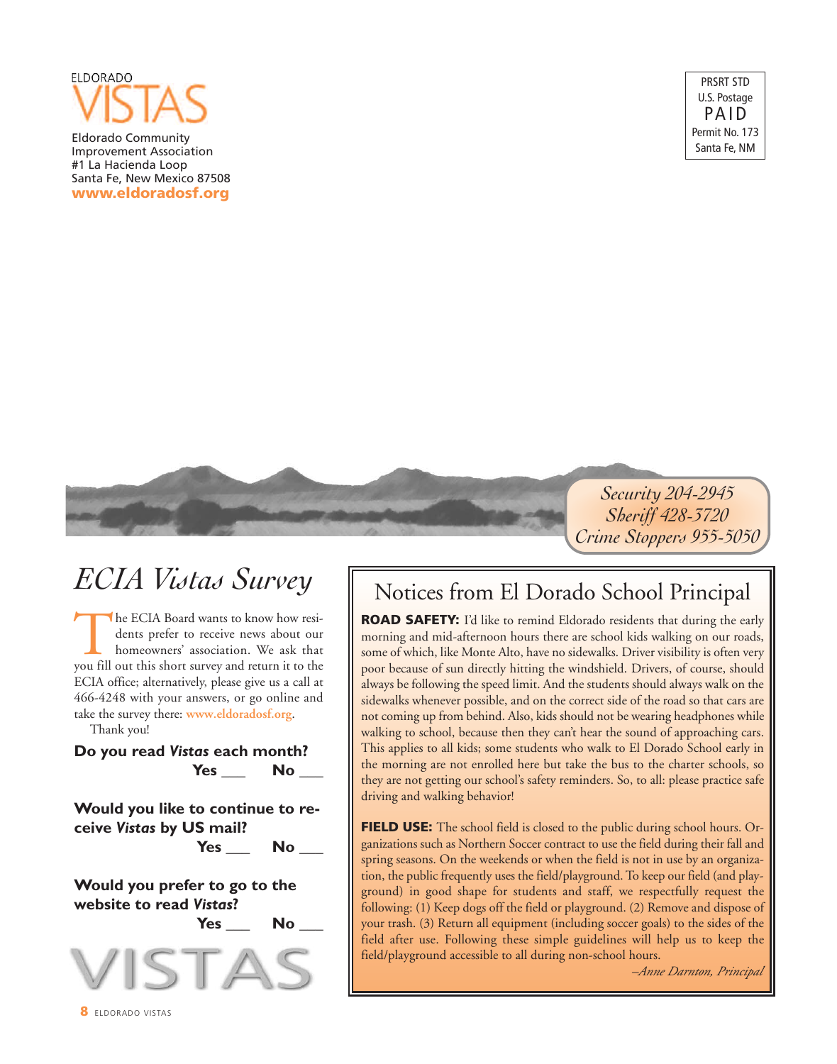ELDORADO

VISTAS

Eldorado Community Improvement Association
#1 La Hacienda Loop
Santa Fe, New Mexico 87508
**www.eldoradosf.org**

PRSRT STD
U.S. Postage
PAID
Permit No. 173
Santa Fe, NM

*Security 204-2945*
*Sheriff 428-3720*
*Crime Stoppers 955-5050*

# ECIA Vistas Survey

The ECIA Board wants to know how residents prefer to receive news about our homeowners' association. We ask that you fill out this short survey and return it to the ECIA office; alternatively, please give us a call at 466-4248 with your answers, or go online and take the survey there: **www.eldoradosf.org**.

Thank you!

**Do you read *Vistas* each month?**
**Yes** ___ **No** ___

**Would you like to continue to receive *Vistas* by US mail?**
**Yes** ___ **No** ___

**Would you prefer to go to the website to read *Vistas*?**
**Yes** ___ **No** ___

VISTAS

## Notices from El Dorado School Principal

**ROAD SAFETY:** I'd like to remind Eldorado residents that during the early morning and mid-afternoon hours there are school kids walking on our roads, some of which, like Monte Alto, have no sidewalks. Driver visibility is often very poor because of sun directly hitting the windshield. Drivers, of course, should always be following the speed limit. And the students should always walk on the sidewalks whenever possible, and on the correct side of the road so that cars are not coming up from behind. Also, kids should not be wearing headphones while walking to school, because then they can't hear the sound of approaching cars. This applies to all kids; some students who walk to El Dorado School early in the morning are not enrolled here but take the bus to the charter schools, so they are not getting our school's safety reminders. So, to all: please practice safe driving and walking behavior!

**FIELD USE:** The school field is closed to the public during school hours. Organizations such as Northern Soccer contract to use the field during their fall and spring seasons. On the weekends or when the field is not in use by an organization, the public frequently uses the field/playground. To keep our field (and playground) in good shape for students and staff, we respectfully request the following: (1) Keep dogs off the field or playground. (2) Remove and dispose of your trash. (3) Return all equipment (including soccer goals) to the sides of the field after use. Following these simple guidelines will help us to keep the field/playground accessible to all during non-school hours.

*–Anne Darnton, Principal*